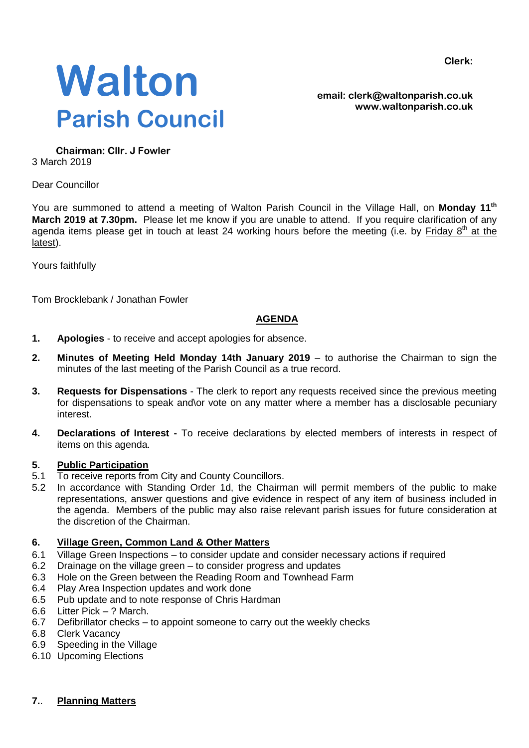Clerk:

# Walton
## Parish Council

email: clerk@waltonparish.co.uk
www.waltonparish.co.uk

**Chairman: Cllr. J Fowler**

3 March 2019

Dear Councillor

You are summoned to attend a meeting of Walton Parish Council in the Village Hall, on **Monday 11th March 2019 at 7.30pm.** Please let me know if you are unable to attend. If you require clarification of any agenda items please get in touch at least 24 working hours before the meeting (i.e. by Friday 8th at the latest).

Yours faithfully

Tom Brocklebank / Jonathan Fowler

## AGENDA

1. **Apologies** - to receive and accept apologies for absence.

2. **Minutes of Meeting Held Monday 14th January 2019** – to authorise the Chairman to sign the minutes of the last meeting of the Parish Council as a true record.

3. **Requests for Dispensations** - The clerk to report any requests received since the previous meeting for dispensations to speak and\or vote on any matter where a member has a disclosable pecuniary interest.

4. **Declarations of Interest -** To receive declarations by elected members of interests in respect of items on this agenda.

**5. Public Participation**

5.1 To receive reports from City and County Councillors.

5.2 In accordance with Standing Order 1d, the Chairman will permit members of the public to make representations, answer questions and give evidence in respect of any item of business included in the agenda. Members of the public may also raise relevant parish issues for future consideration at the discretion of the Chairman.

**6. Village Green, Common Land & Other Matters**

6.1 Village Green Inspections – to consider update and consider necessary actions if required
6.2 Drainage on the village green – to consider progress and updates
6.3 Hole on the Green between the Reading Room and Townhead Farm
6.4 Play Area Inspection updates and work done
6.5 Pub update and to note response of Chris Hardman
6.6 Litter Pick – ? March.
6.7 Defibrillator checks – to appoint someone to carry out the weekly checks
6.8 Clerk Vacancy
6.9 Speeding in the Village
6.10 Upcoming Elections

**7.. Planning Matters**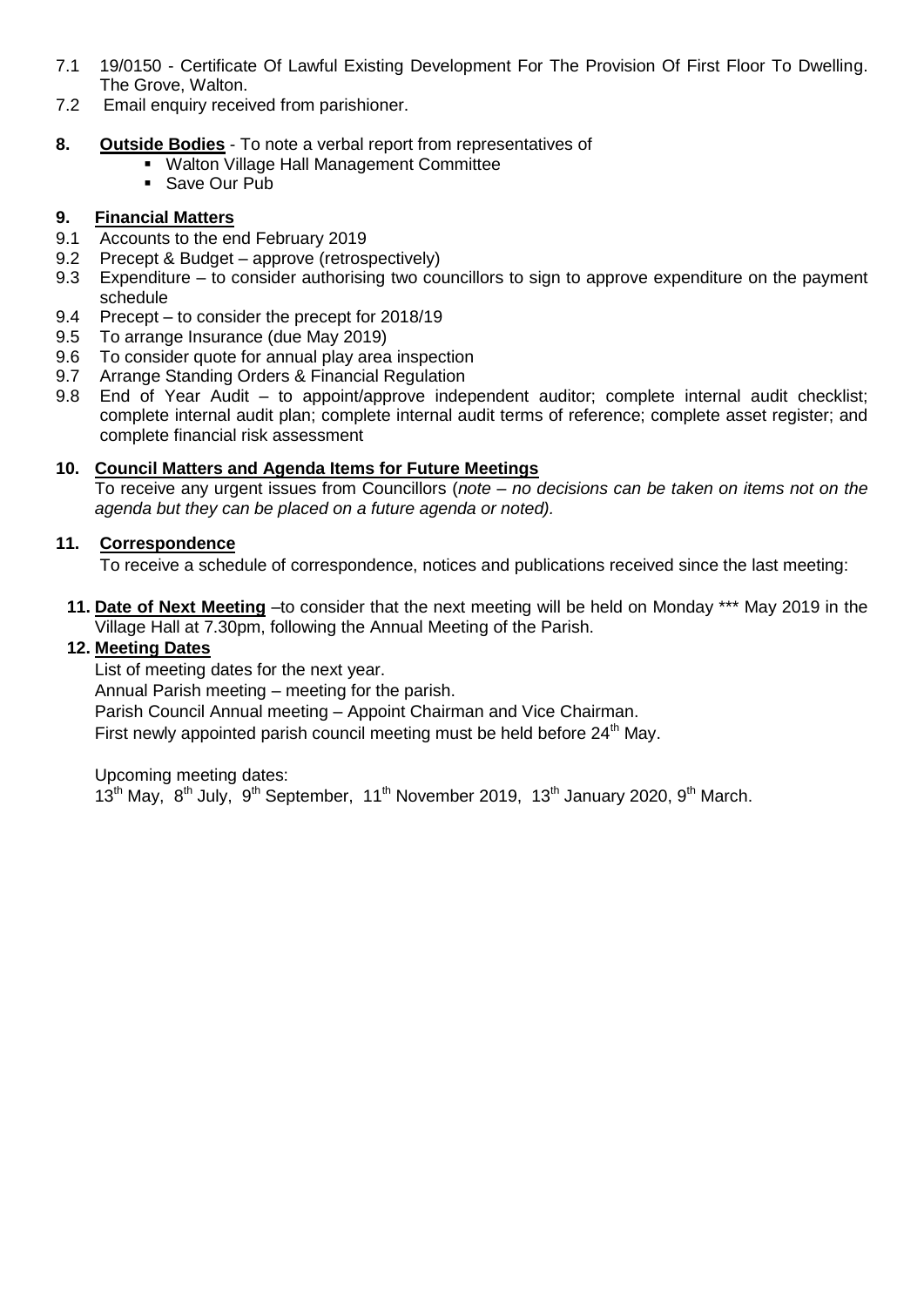7.1 19/0150 - Certificate Of Lawful Existing Development For The Provision Of First Floor To Dwelling. The Grove, Walton.

7.2 Email enquiry received from parishioner.

**8. Outside Bodies** - To note a verbal report from representatives of

- Walton Village Hall Management Committee
- Save Our Pub

**9. Financial Matters**

9.1 Accounts to the end February 2019

9.2 Precept & Budget – approve (retrospectively)

9.3 Expenditure – to consider authorising two councillors to sign to approve expenditure on the payment schedule

9.4 Precept – to consider the precept for 2018/19

9.5 To arrange Insurance (due May 2019)

9.6 To consider quote for annual play area inspection

9.7 Arrange Standing Orders & Financial Regulation

9.8 End of Year Audit – to appoint/approve independent auditor; complete internal audit checklist; complete internal audit plan; complete internal audit terms of reference; complete asset register; and complete financial risk assessment

**10. Council Matters and Agenda Items for Future Meetings**

To receive any urgent issues from Councillors (*note – no decisions can be taken on items not on the agenda but they can be placed on a future agenda or noted).*

**11. Correspondence**

To receive a schedule of correspondence, notices and publications received since the last meeting:

**11. Date of Next Meeting** –to consider that the next meeting will be held on Monday *** May 2019 in the Village Hall at 7.30pm, following the Annual Meeting of the Parish.

**12. Meeting Dates**

List of meeting dates for the next year.

Annual Parish meeting – meeting for the parish.

Parish Council Annual meeting – Appoint Chairman and Vice Chairman.

First newly appointed parish council meeting must be held before 24th May.

Upcoming meeting dates:

13th May, 8th July, 9th September, 11th November 2019, 13th January 2020, 9th March.